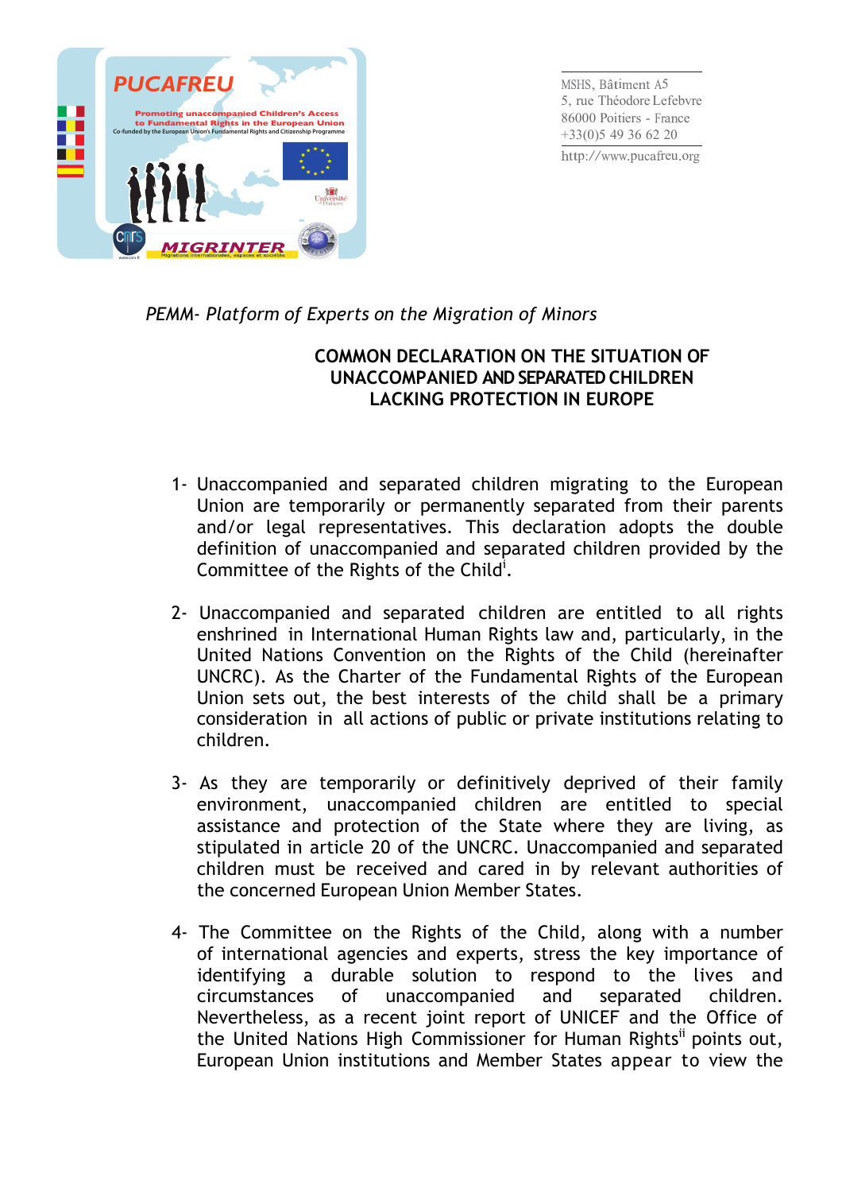PUCAFREU

Promoting unaccompanied Children's Access to Fundamental Rights in the European Union

Co-funded by the European Union's Fundamental Rights and Citizenship Programme

MSHS, Bâtiment A5
5, rue Théodore Lefebvre
86000 Poitiers - France
+33(0)5 49 36 62 20

http://www.pucafreu.org

*PEMM- Platform of Experts on the Migration of Minors*

## COMMON DECLARATION ON THE SITUATION OF UNACCOMPANIED AND SEPARATED CHILDREN LACKING PROTECTION IN EUROPE

1- Unaccompanied and separated children migrating to the European Union are temporarily or permanently separated from their parents and/or legal representatives. This declaration adopts the double definition of unaccompanied and separated children provided by the Committee of the Rights of the Child[i].

2- Unaccompanied and separated children are entitled to all rights enshrined in International Human Rights law and, particularly, in the United Nations Convention on the Rights of the Child (hereinafter UNCRC). As the Charter of the Fundamental Rights of the European Union sets out, the best interests of the child shall be a primary consideration in all actions of public or private institutions relating to children.

3- As they are temporarily or definitively deprived of their family environment, unaccompanied children are entitled to special assistance and protection of the State where they are living, as stipulated in article 20 of the UNCRC. Unaccompanied and separated children must be received and cared in by relevant authorities of the concerned European Union Member States.

4- The Committee on the Rights of the Child, along with a number of international agencies and experts, stress the key importance of identifying a durable solution to respond to the lives and circumstances of unaccompanied and separated children. Nevertheless, as a recent joint report of UNICEF and the Office of the United Nations High Commissioner for Human Rights[ii] points out, European Union institutions and Member States appear to view the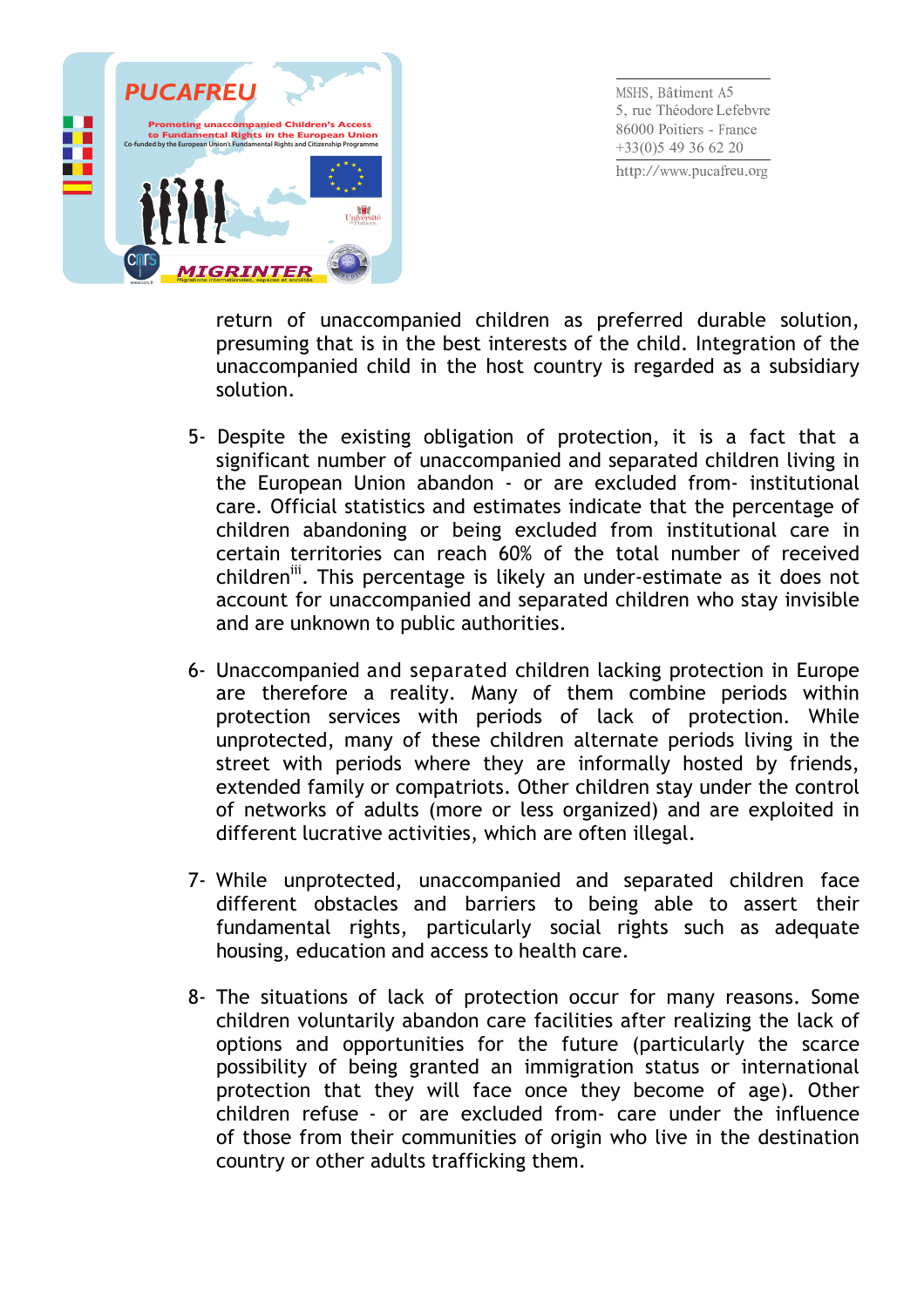return of unaccompanied children as preferred durable solution, presuming that is in the best interests of the child. Integration of the unaccompanied child in the host country is regarded as a subsidiary solution.

5- Despite the existing obligation of protection, it is a fact that a significant number of unaccompanied and separated children living in the European Union abandon - or are excluded from- institutional care. Official statistics and estimates indicate that the percentage of children abandoning or being excluded from institutional care in certain territories can reach 60% of the total number of received children[iii]. This percentage is likely an under-estimate as it does not account for unaccompanied and separated children who stay invisible and are unknown to public authorities.

6- Unaccompanied and separated children lacking protection in Europe are therefore a reality. Many of them combine periods within protection services with periods of lack of protection. While unprotected, many of these children alternate periods living in the street with periods where they are informally hosted by friends, extended family or compatriots. Other children stay under the control of networks of adults (more or less organized) and are exploited in different lucrative activities, which are often illegal.

7- While unprotected, unaccompanied and separated children face different obstacles and barriers to being able to assert their fundamental rights, particularly social rights such as adequate housing, education and access to health care.

8- The situations of lack of protection occur for many reasons. Some children voluntarily abandon care facilities after realizing the lack of options and opportunities for the future (particularly the scarce possibility of being granted an immigration status or international protection that they will face once they become of age). Other children refuse - or are excluded from- care under the influence of those from their communities of origin who live in the destination country or other adults trafficking them.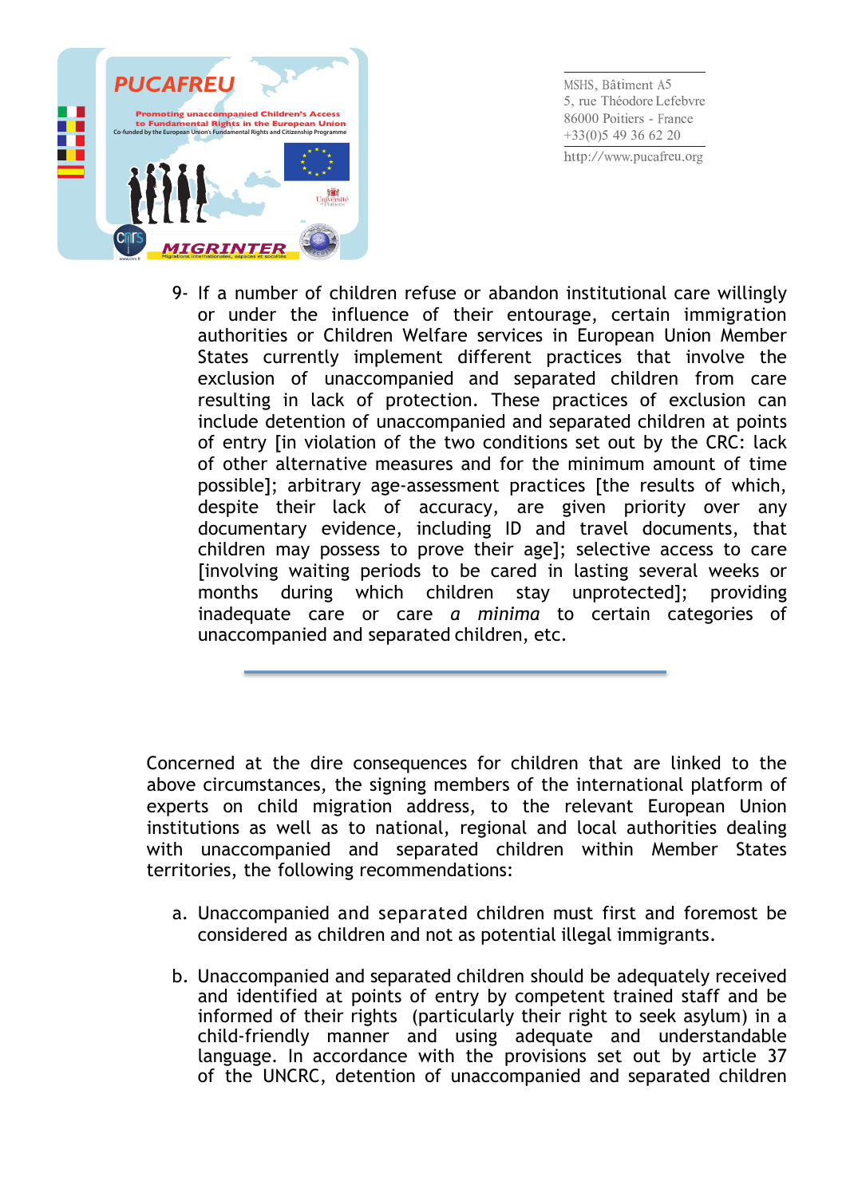9- If a number of children refuse or abandon institutional care willingly or under the influence of their entourage, certain immigration authorities or Children Welfare services in European Union Member States currently implement different practices that involve the exclusion of unaccompanied and separated children from care resulting in lack of protection. These practices of exclusion can include detention of unaccompanied and separated children at points of entry [in violation of the two conditions set out by the CRC: lack of other alternative measures and for the minimum amount of time possible]; arbitrary age-assessment practices [the results of which, despite their lack of accuracy, are given priority over any documentary evidence, including ID and travel documents, that children may possess to prove their age]; selective access to care [involving waiting periods to be cared in lasting several weeks or months during which children stay unprotected]; providing inadequate care or care *a minima* to certain categories of unaccompanied and separated children, etc.

---

Concerned at the dire consequences for children that are linked to the above circumstances, the signing members of the international platform of experts on child migration address, to the relevant European Union institutions as well as to national, regional and local authorities dealing with unaccompanied and separated children within Member States territories, the following recommendations:

a. Unaccompanied and separated children must first and foremost be considered as children and not as potential illegal immigrants.

b. Unaccompanied and separated children should be adequately received and identified at points of entry by competent trained staff and be informed of their rights (particularly their right to seek asylum) in a child-friendly manner and using adequate and understandable language. In accordance with the provisions set out by article 37 of the UNCRC, detention of unaccompanied and separated children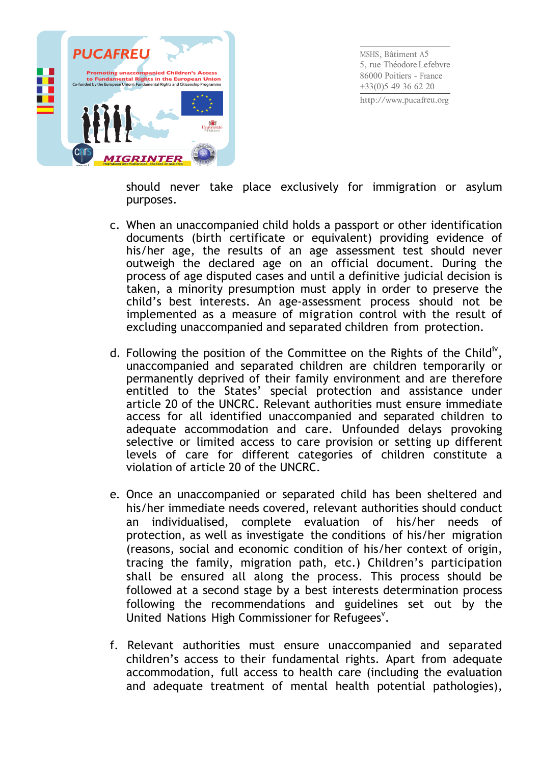should never take place exclusively for immigration or asylum purposes.

c. When an unaccompanied child holds a passport or other identification documents (birth certificate or equivalent) providing evidence of his/her age, the results of an age assessment test should never outweigh the declared age on an official document. During the process of age disputed cases and until a definitive judicial decision is taken, a minority presumption must apply in order to preserve the child's best interests. An age-assessment process should not be implemented as a measure of migration control with the result of excluding unaccompanied and separated children from protection.

d. Following the position of the Committee on the Rights of the Child[iv], unaccompanied and separated children are children temporarily or permanently deprived of their family environment and are therefore entitled to the States' special protection and assistance under article 20 of the UNCRC. Relevant authorities must ensure immediate access for all identified unaccompanied and separated children to adequate accommodation and care. Unfounded delays provoking selective or limited access to care provision or setting up different levels of care for different categories of children constitute a violation of article 20 of the UNCRC.

e. Once an unaccompanied or separated child has been sheltered and his/her immediate needs covered, relevant authorities should conduct an individualised, complete evaluation of his/her needs of protection, as well as investigate the conditions of his/her migration (reasons, social and economic condition of his/her context of origin, tracing the family, migration path, etc.) Children's participation shall be ensured all along the process. This process should be followed at a second stage by a best interests determination process following the recommendations and guidelines set out by the United Nations High Commissioner for Refugees[v].

f. Relevant authorities must ensure unaccompanied and separated children's access to their fundamental rights. Apart from adequate accommodation, full access to health care (including the evaluation and adequate treatment of mental health potential pathologies),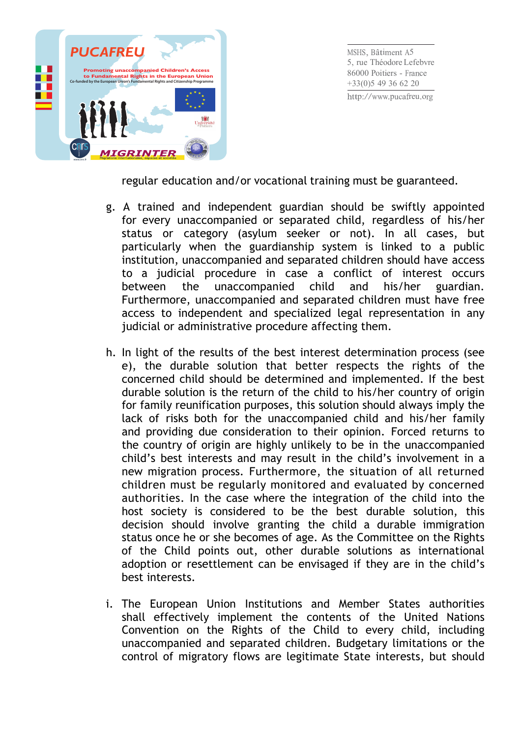regular education and/or vocational training must be guaranteed.

g. A trained and independent guardian should be swiftly appointed for every unaccompanied or separated child, regardless of his/her status or category (asylum seeker or not). In all cases, but particularly when the guardianship system is linked to a public institution, unaccompanied and separated children should have access to a judicial procedure in case a conflict of interest occurs between the unaccompanied child and his/her guardian. Furthermore, unaccompanied and separated children must have free access to independent and specialized legal representation in any judicial or administrative procedure affecting them.

h. In light of the results of the best interest determination process (see e), the durable solution that better respects the rights of the concerned child should be determined and implemented. If the best durable solution is the return of the child to his/her country of origin for family reunification purposes, this solution should always imply the lack of risks both for the unaccompanied child and his/her family and providing due consideration to their opinion. Forced returns to the country of origin are highly unlikely to be in the unaccompanied child's best interests and may result in the child's involvement in a new migration process. Furthermore, the situation of all returned children must be regularly monitored and evaluated by concerned authorities. In the case where the integration of the child into the host society is considered to be the best durable solution, this decision should involve granting the child a durable immigration status once he or she becomes of age. As the Committee on the Rights of the Child points out, other durable solutions as international adoption or resettlement can be envisaged if they are in the child's best interests.

i. The European Union Institutions and Member States authorities shall effectively implement the contents of the United Nations Convention on the Rights of the Child to every child, including unaccompanied and separated children. Budgetary limitations or the control of migratory flows are legitimate State interests, but should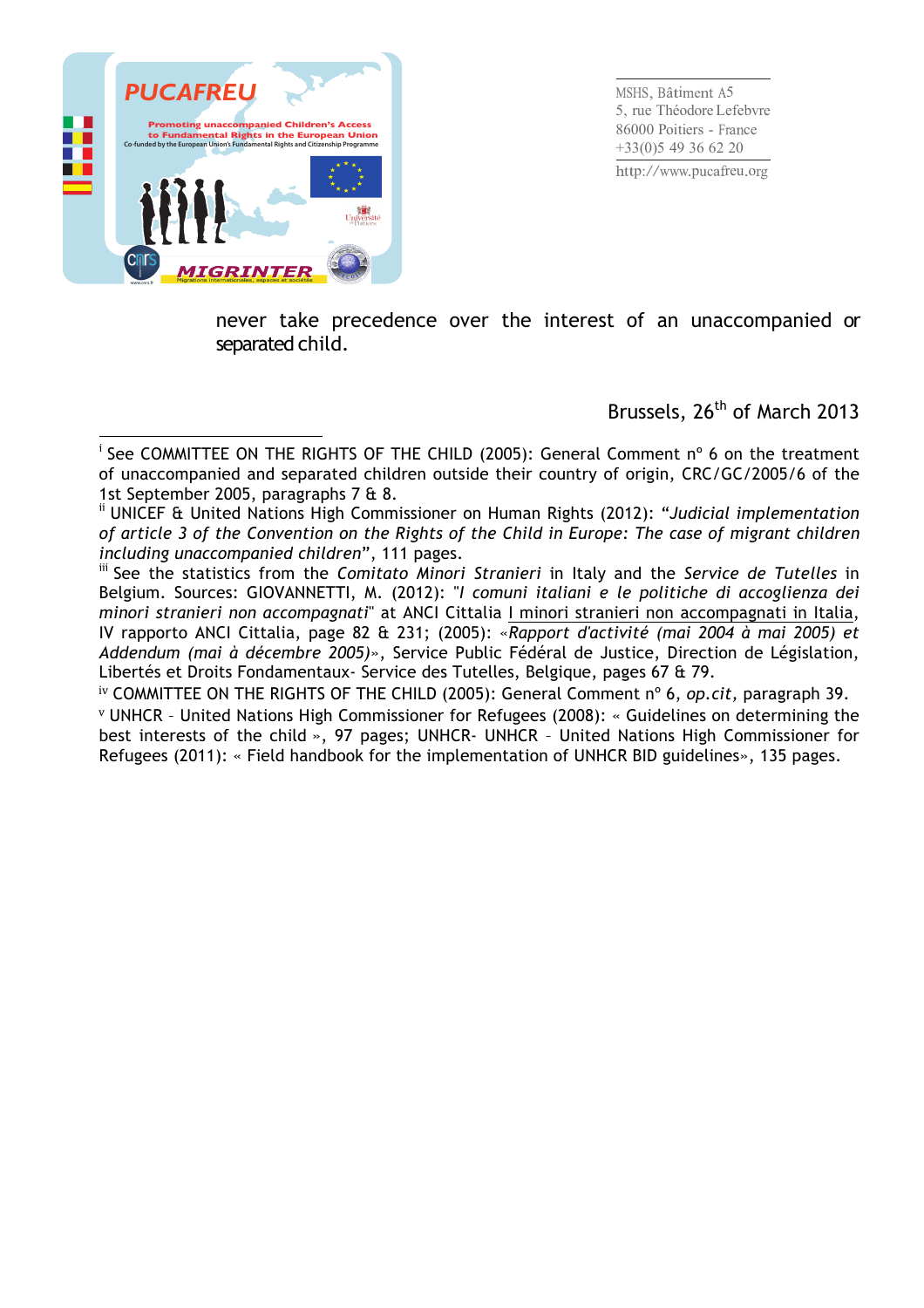never take precedence over the interest of an unaccompanied or separated child.

Brussels, 26th of March 2013

---

[i] See COMMITTEE ON THE RIGHTS OF THE CHILD (2005): General Comment n° 6 on the treatment of unaccompanied and separated children outside their country of origin, CRC/GC/2005/6 of the 1st September 2005, paragraphs 7 & 8.

[ii] UNICEF & United Nations High Commissioner on Human Rights (2012): "*Judicial implementation of article 3 of the Convention on the Rights of the Child in Europe: The case of migrant children including unaccompanied children*", 111 pages.

[iii] See the statistics from the *Comitato Minori Stranieri* in Italy and the *Service de Tutelles* in Belgium. Sources: GIOVANNETTI, M. (2012): "*I comuni italiani e le politiche di accoglienza dei minori stranieri non accompagnati*" at ANCI Cittalia I minori stranieri non accompagnati in Italia, IV rapporto ANCI Cittalia, page 82 & 231; (2005): «*Rapport d'activité (mai 2004 à mai 2005) et Addendum (mai à décembre 2005)*», Service Public Fédéral de Justice, Direction de Législation, Libertés et Droits Fondamentaux- Service des Tutelles, Belgique, pages 67 & 79.

[iv] COMMITTEE ON THE RIGHTS OF THE CHILD (2005): General Comment n° 6, *op.cit,* paragraph 39.

[v] UNHCR – United Nations High Commissioner for Refugees (2008): « Guidelines on determining the best interests of the child », 97 pages; UNHCR- UNHCR – United Nations High Commissioner for Refugees (2011): « Field handbook for the implementation of UNHCR BID guidelines», 135 pages.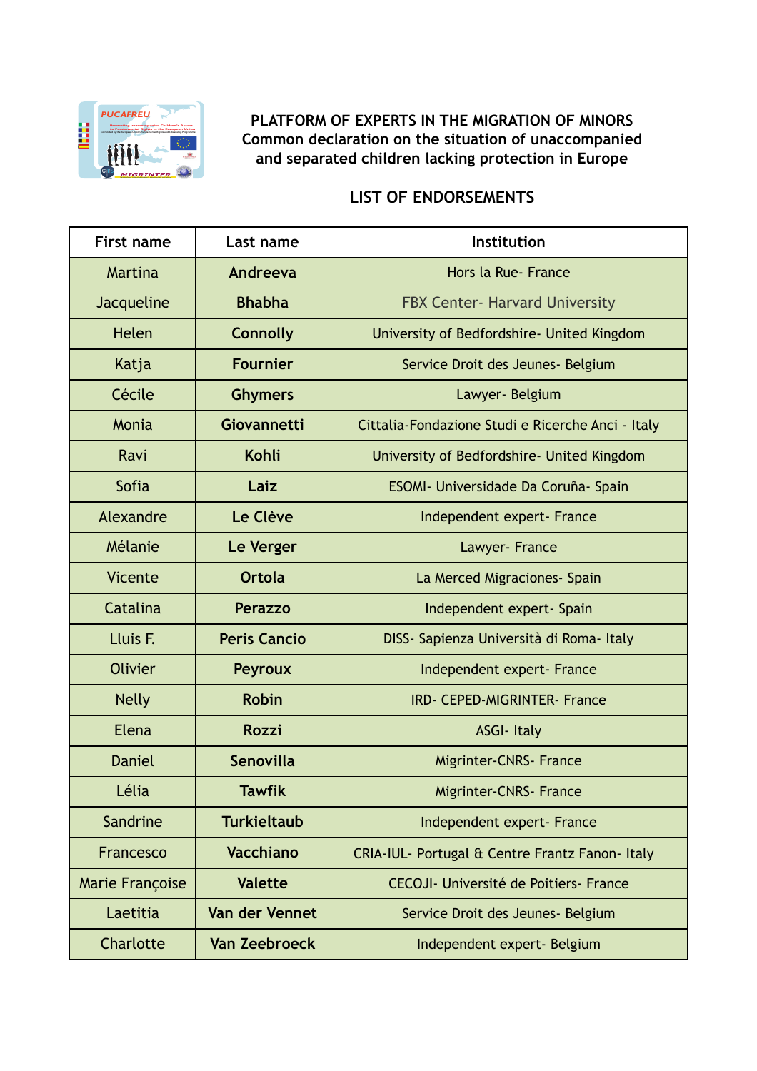**PLATFORM OF EXPERTS IN THE MIGRATION OF MINORS**
**Common declaration on the situation of unaccompanied and separated children lacking protection in Europe**

**LIST OF ENDORSEMENTS**

| First name | Last name | Institution |
|---|---|---|
| Martina | **Andreeva** | Hors la Rue- France |
| Jacqueline | **Bhabha** | FBX Center- Harvard University |
| Helen | **Connolly** | University of Bedfordshire- United Kingdom |
| Katja | **Fournier** | Service Droit des Jeunes- Belgium |
| Cécile | **Ghymers** | Lawyer- Belgium |
| Monia | **Giovannetti** | Cittalia-Fondazione Studi e Ricerche Anci - Italy |
| Ravi | **Kohli** | University of Bedfordshire- United Kingdom |
| Sofia | **Laiz** | ESOMI- Universidade Da Coruña- Spain |
| Alexandre | **Le Clève** | Independent expert- France |
| Mélanie | **Le Verger** | Lawyer- France |
| Vicente | **Ortola** | La Merced Migraciones- Spain |
| Catalina | **Perazzo** | Independent expert- Spain |
| Lluis F. | **Peris Cancio** | DISS- Sapienza Università di Roma- Italy |
| Olivier | **Peyroux** | Independent expert- France |
| Nelly | **Robin** | IRD- CEPED-MIGRINTER- France |
| Elena | **Rozzi** | ASGI- Italy |
| Daniel | **Senovilla** | Migrinter-CNRS- France |
| Lélia | **Tawfik** | Migrinter-CNRS- France |
| Sandrine | **Turkieltaub** | Independent expert- France |
| Francesco | **Vacchiano** | CRIA-IUL- Portugal & Centre Frantz Fanon- Italy |
| Marie Françoise | **Valette** | CECOJI- Université de Poitiers- France |
| Laetitia | **Van der Vennet** | Service Droit des Jeunes- Belgium |
| Charlotte | **Van Zeebroeck** | Independent expert- Belgium |